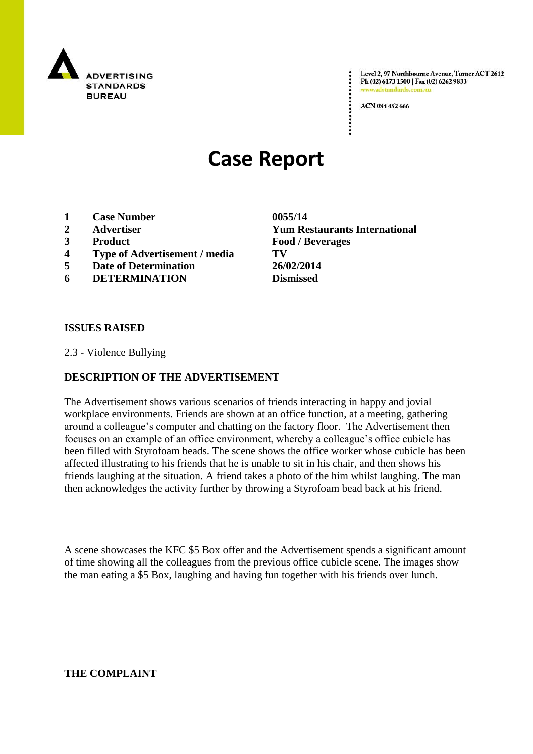ADVERTISING STANDARDS BUREAU

Level 2, 97 Northbourne Avenue, Turner ACT 2612
Ph (02) 6173 1500 | Fax (02) 6262 9833
www.adstandards.com.au

ACN 084 452 666

# Case Report

| | | |
|---|---|---|
| 1 | **Case Number** | **0055/14** |
| 2 | **Advertiser** | **Yum Restaurants International** |
| 3 | **Product** | **Food / Beverages** |
| 4 | **Type of Advertisement / media** | **TV** |
| 5 | **Date of Determination** | **26/02/2014** |
| 6 | **DETERMINATION** | **Dismissed** |

**ISSUES RAISED**

2.3 - Violence Bullying

**DESCRIPTION OF THE ADVERTISEMENT**

The Advertisement shows various scenarios of friends interacting in happy and jovial workplace environments. Friends are shown at an office function, at a meeting, gathering around a colleague's computer and chatting on the factory floor. The Advertisement then focuses on an example of an office environment, whereby a colleague's office cubicle has been filled with Styrofoam beads. The scene shows the office worker whose cubicle has been affected illustrating to his friends that he is unable to sit in his chair, and then shows his friends laughing at the situation. A friend takes a photo of the him whilst laughing. The man then acknowledges the activity further by throwing a Styrofoam bead back at his friend.

A scene showcases the KFC $5 Box offer and the Advertisement spends a significant amount of time showing all the colleagues from the previous office cubicle scene. The images show the man eating a $5 Box, laughing and having fun together with his friends over lunch.

**THE COMPLAINT**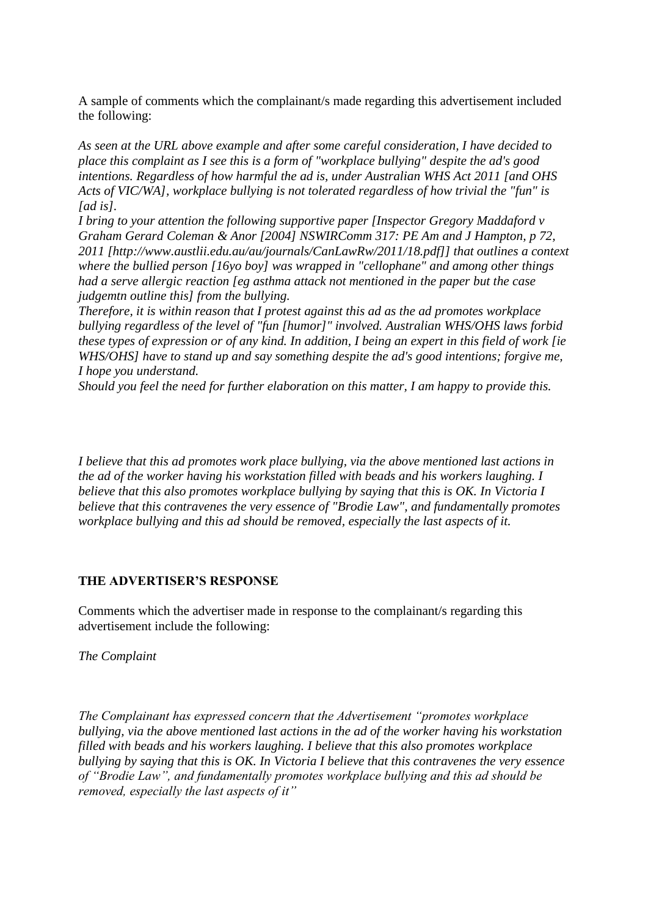A sample of comments which the complainant/s made regarding this advertisement included the following:

*As seen at the URL above example and after some careful consideration, I have decided to place this complaint as I see this is a form of "workplace bullying" despite the ad's good intentions. Regardless of how harmful the ad is, under Australian WHS Act 2011 [and OHS Acts of VIC/WA], workplace bullying is not tolerated regardless of how trivial the "fun" is [ad is].*

*I bring to your attention the following supportive paper [Inspector Gregory Maddaford v Graham Gerard Coleman & Anor [2004] NSWIRComm 317: PE Am and J Hampton, p 72, 2011 [http://www.austlii.edu.au/au/journals/CanLawRw/2011/18.pdf]] that outlines a context where the bullied person [16yo boy] was wrapped in "cellophane" and among other things had a serve allergic reaction [eg asthma attack not mentioned in the paper but the case judgemtn outline this] from the bullying.*

*Therefore, it is within reason that I protest against this ad as the ad promotes workplace bullying regardless of the level of "fun [humor]" involved. Australian WHS/OHS laws forbid these types of expression or of any kind. In addition, I being an expert in this field of work [ie WHS/OHS] have to stand up and say something despite the ad's good intentions; forgive me, I hope you understand.*

*Should you feel the need for further elaboration on this matter, I am happy to provide this.*

*I believe that this ad promotes work place bullying, via the above mentioned last actions in the ad of the worker having his workstation filled with beads and his workers laughing. I believe that this also promotes workplace bullying by saying that this is OK. In Victoria I believe that this contravenes the very essence of "Brodie Law", and fundamentally promotes workplace bullying and this ad should be removed, especially the last aspects of it.*

**THE ADVERTISER'S RESPONSE**

Comments which the advertiser made in response to the complainant/s regarding this advertisement include the following:

*The Complaint*

*The Complainant has expressed concern that the Advertisement "promotes workplace bullying, via the above mentioned last actions in the ad of the worker having his workstation filled with beads and his workers laughing. I believe that this also promotes workplace bullying by saying that this is OK. In Victoria I believe that this contravenes the very essence of "Brodie Law", and fundamentally promotes workplace bullying and this ad should be removed, especially the last aspects of it"*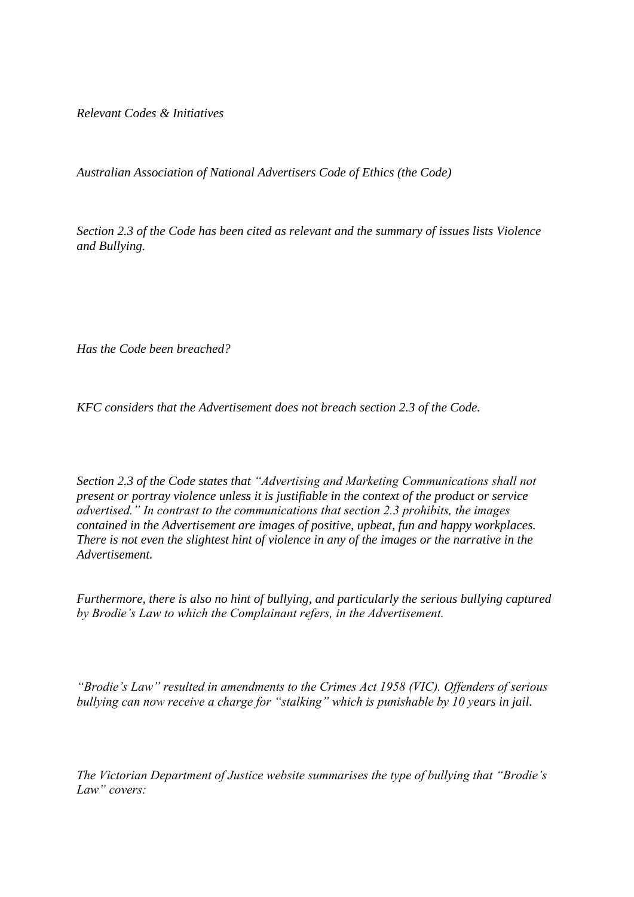*Relevant Codes & Initiatives*

*Australian Association of National Advertisers Code of Ethics (the Code)*

*Section 2.3 of the Code has been cited as relevant and the summary of issues lists Violence and Bullying.*

*Has the Code been breached?*

*KFC considers that the Advertisement does not breach section 2.3 of the Code.*

*Section 2.3 of the Code states that "Advertising and Marketing Communications shall not present or portray violence unless it is justifiable in the context of the product or service advertised." In contrast to the communications that section 2.3 prohibits, the images contained in the Advertisement are images of positive, upbeat, fun and happy workplaces. There is not even the slightest hint of violence in any of the images or the narrative in the Advertisement.*

*Furthermore, there is also no hint of bullying, and particularly the serious bullying captured by Brodie's Law to which the Complainant refers, in the Advertisement.*

*"Brodie's Law" resulted in amendments to the Crimes Act 1958 (VIC). Offenders of serious bullying can now receive a charge for "stalking" which is punishable by 10 years in jail.*

*The Victorian Department of Justice website summarises the type of bullying that "Brodie's Law" covers:*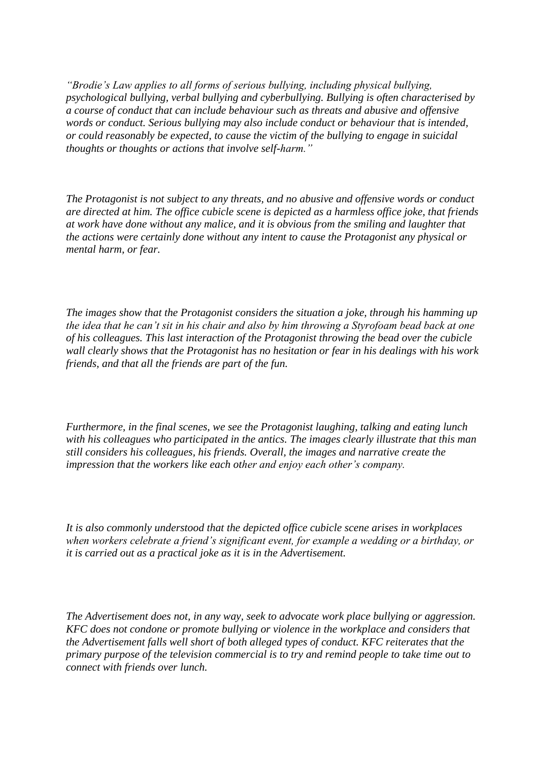*"Brodie's Law applies to all forms of serious bullying, including physical bullying, psychological bullying, verbal bullying and cyberbullying. Bullying is often characterised by a course of conduct that can include behaviour such as threats and abusive and offensive words or conduct. Serious bullying may also include conduct or behaviour that is intended, or could reasonably be expected, to cause the victim of the bullying to engage in suicidal thoughts or thoughts or actions that involve self-harm."*

*The Protagonist is not subject to any threats, and no abusive and offensive words or conduct are directed at him. The office cubicle scene is depicted as a harmless office joke, that friends at work have done without any malice, and it is obvious from the smiling and laughter that the actions were certainly done without any intent to cause the Protagonist any physical or mental harm, or fear.*

*The images show that the Protagonist considers the situation a joke, through his hamming up the idea that he can't sit in his chair and also by him throwing a Styrofoam bead back at one of his colleagues. This last interaction of the Protagonist throwing the bead over the cubicle wall clearly shows that the Protagonist has no hesitation or fear in his dealings with his work friends, and that all the friends are part of the fun.*

*Furthermore, in the final scenes, we see the Protagonist laughing, talking and eating lunch with his colleagues who participated in the antics. The images clearly illustrate that this man still considers his colleagues, his friends. Overall, the images and narrative create the impression that the workers like each other and enjoy each other's company.*

*It is also commonly understood that the depicted office cubicle scene arises in workplaces when workers celebrate a friend's significant event, for example a wedding or a birthday, or it is carried out as a practical joke as it is in the Advertisement.*

*The Advertisement does not, in any way, seek to advocate work place bullying or aggression. KFC does not condone or promote bullying or violence in the workplace and considers that the Advertisement falls well short of both alleged types of conduct. KFC reiterates that the primary purpose of the television commercial is to try and remind people to take time out to connect with friends over lunch.*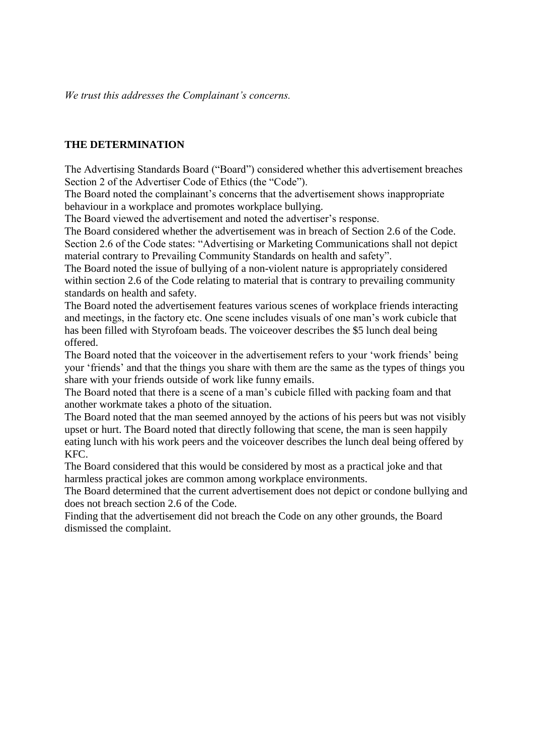*We trust this addresses the Complainant's concerns.*

## THE DETERMINATION

The Advertising Standards Board ("Board") considered whether this advertisement breaches Section 2 of the Advertiser Code of Ethics (the "Code").

The Board noted the complainant's concerns that the advertisement shows inappropriate behaviour in a workplace and promotes workplace bullying.

The Board viewed the advertisement and noted the advertiser's response.

The Board considered whether the advertisement was in breach of Section 2.6 of the Code. Section 2.6 of the Code states: "Advertising or Marketing Communications shall not depict material contrary to Prevailing Community Standards on health and safety".

The Board noted the issue of bullying of a non-violent nature is appropriately considered within section 2.6 of the Code relating to material that is contrary to prevailing community standards on health and safety.

The Board noted the advertisement features various scenes of workplace friends interacting and meetings, in the factory etc. One scene includes visuals of one man's work cubicle that has been filled with Styrofoam beads. The voiceover describes the $5 lunch deal being offered.

The Board noted that the voiceover in the advertisement refers to your 'work friends' being your 'friends' and that the things you share with them are the same as the types of things you share with your friends outside of work like funny emails.

The Board noted that there is a scene of a man's cubicle filled with packing foam and that another workmate takes a photo of the situation.

The Board noted that the man seemed annoyed by the actions of his peers but was not visibly upset or hurt. The Board noted that directly following that scene, the man is seen happily eating lunch with his work peers and the voiceover describes the lunch deal being offered by KFC.

The Board considered that this would be considered by most as a practical joke and that harmless practical jokes are common among workplace environments.

The Board determined that the current advertisement does not depict or condone bullying and does not breach section 2.6 of the Code.

Finding that the advertisement did not breach the Code on any other grounds, the Board dismissed the complaint.